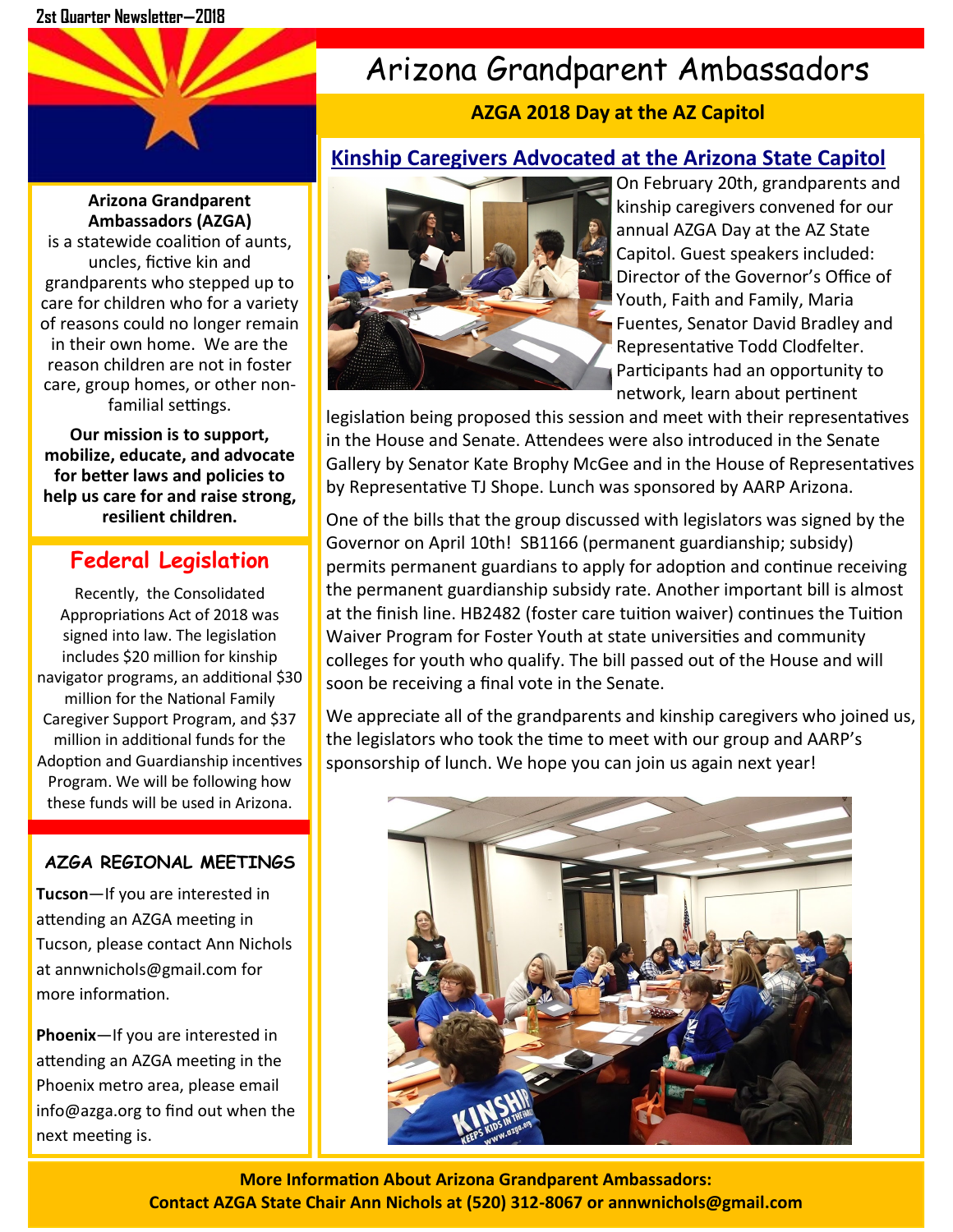2st Quarter Newsletter—2018

# Arizona Grandparent Ambassadors

**AZGA 2018 Day at the AZ Capitol**

**Arizona Grandparent Ambassadors (AZGA)** is a statewide coalition of aunts, uncles, fictive kin and grandparents who stepped up to care for children who for a variety of reasons could no longer remain in their own home. We are the reason children are not in foster care, group homes, or other non-familial settings.

**Our mission is to support, mobilize, educate, and advocate for better laws and policies to help us care for and raise strong, resilient children.**

## Kinship Caregivers Advocated at the Arizona State Capitol

On February 20th, grandparents and kinship caregivers convened for our annual AZGA Day at the AZ State Capitol. Guest speakers included: Director of the Governor's Office of Youth, Faith and Family, Maria Fuentes, Senator David Bradley and Representative Todd Clodfelter. Participants had an opportunity to network, learn about pertinent legislation being proposed this session and meet with their representatives in the House and Senate. Attendees were also introduced in the Senate Gallery by Senator Kate Brophy McGee and in the House of Representatives by Representative TJ Shope. Lunch was sponsored by AARP Arizona.

One of the bills that the group discussed with legislators was signed by the Governor on April 10th! SB1166 (permanent guardianship; subsidy) permits permanent guardians to apply for adoption and continue receiving the permanent guardianship subsidy rate. Another important bill is almost at the finish line. HB2482 (foster care tuition waiver) continues the Tuition Waiver Program for Foster Youth at state universities and community colleges for youth who qualify. The bill passed out of the House and will soon be receiving a final vote in the Senate.

We appreciate all of the grandparents and kinship caregivers who joined us, the legislators who took the time to meet with our group and AARP's sponsorship of lunch. We hope you can join us again next year!

## Federal Legislation

Recently, the Consolidated Appropriations Act of 2018 was signed into law. The legislation includes $20 million for kinship navigator programs, an additional $30 million for the National Family Caregiver Support Program, and $37 million in additional funds for the Adoption and Guardianship incentives Program. We will be following how these funds will be used in Arizona.

## AZGA REGIONAL MEETINGS

**Tucson**—If you are interested in attending an AZGA meeting in Tucson, please contact Ann Nichols at annwnichols@gmail.com for more information.

**Phoenix**—If you are interested in attending an AZGA meeting in the Phoenix metro area, please email info@azga.org to find out when the next meeting is.

**More Information About Arizona Grandparent Ambassadors:**
**Contact AZGA State Chair Ann Nichols at (520) 312-8067 or annwnichols@gmail.com**